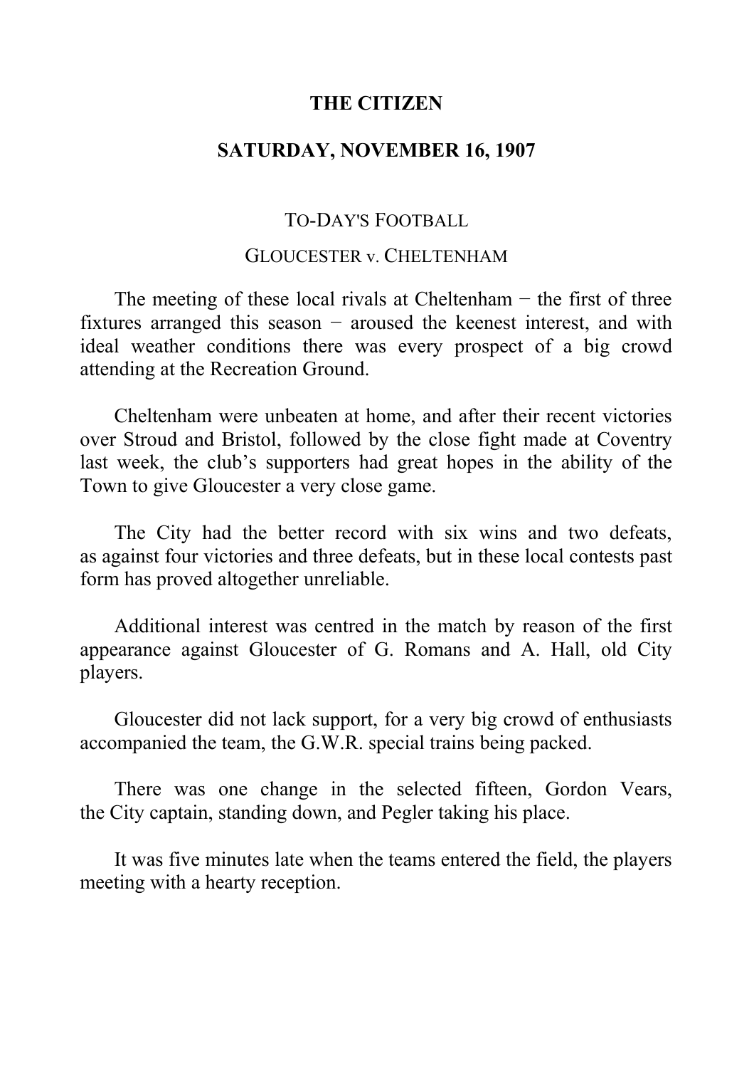# THE CITIZEN

## SATURDAY, NOVEMBER 16, 1907

### TO-DAY'S FOOTBALL

### GLOUCESTER v. CHELTENHAM

The meeting of these local rivals at Cheltenham − the first of three fixtures arranged this season − aroused the keenest interest, and with ideal weather conditions there was every prospect of a big crowd attending at the Recreation Ground.

Cheltenham were unbeaten at home, and after their recent victories over Stroud and Bristol, followed by the close fight made at Coventry last week, the club's supporters had great hopes in the ability of the Town to give Gloucester a very close game.

The City had the better record with six wins and two defeats, as against four victories and three defeats, but in these local contests past form has proved altogether unreliable.

Additional interest was centred in the match by reason of the first appearance against Gloucester of G. Romans and A. Hall, old City players.

Gloucester did not lack support, for a very big crowd of enthusiasts accompanied the team, the G.W.R. special trains being packed.

There was one change in the selected fifteen, Gordon Vears, the City captain, standing down, and Pegler taking his place.

It was five minutes late when the teams entered the field, the players meeting with a hearty reception.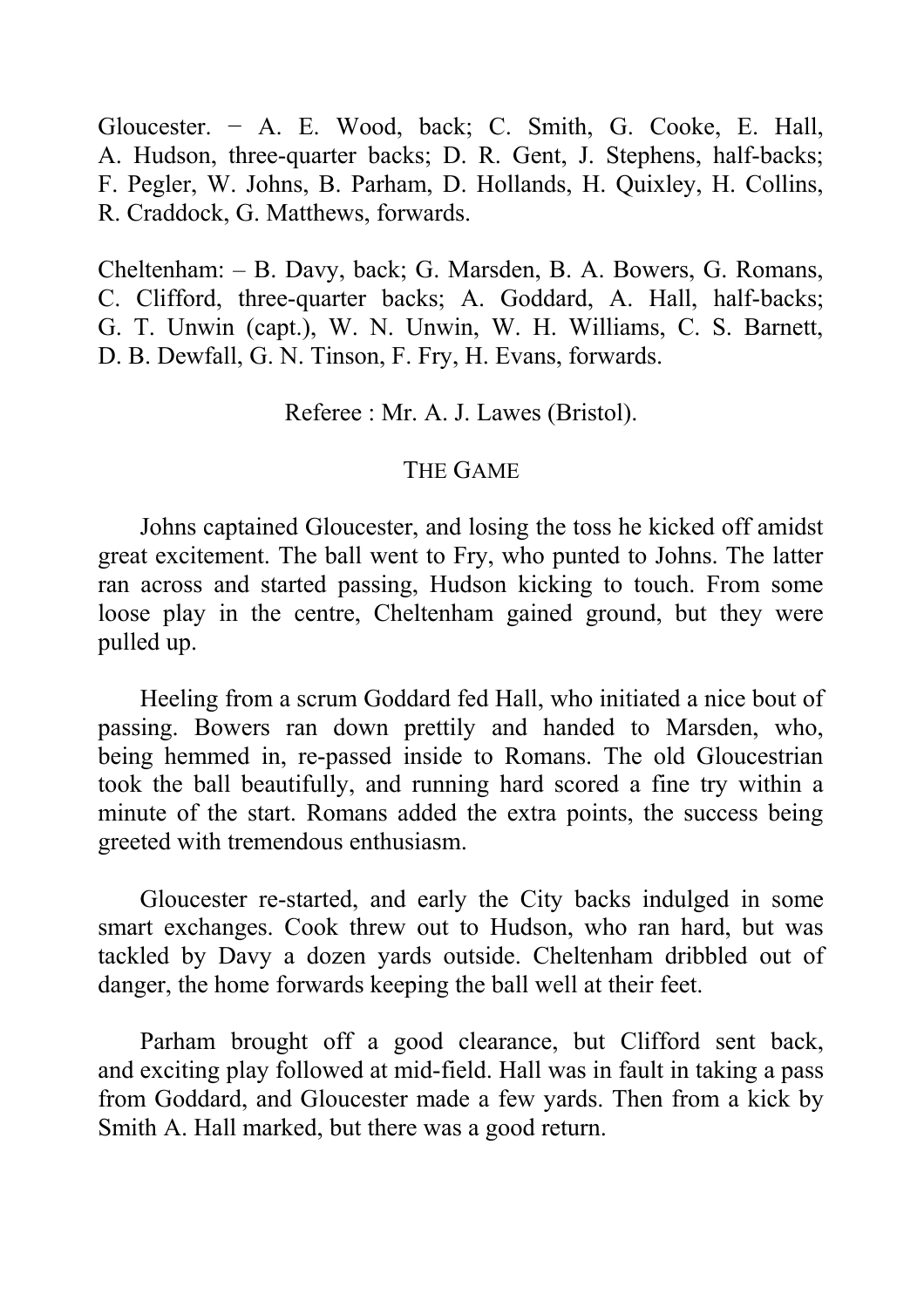Gloucester. − A. E. Wood, back; C. Smith, G. Cooke, E. Hall, A. Hudson, three-quarter backs; D. R. Gent, J. Stephens, half-backs; F. Pegler, W. Johns, B. Parham, D. Hollands, H. Quixley, H. Collins, R. Craddock, G. Matthews, forwards.

Cheltenham: – B. Davy, back; G. Marsden, B. A. Bowers, G. Romans, C. Clifford, three-quarter backs; A. Goddard, A. Hall, half-backs; G. T. Unwin (capt.), W. N. Unwin, W. H. Williams, C. S. Barnett, D. B. Dewfall, G. N. Tinson, F. Fry, H. Evans, forwards.

Referee : Mr. A. J. Lawes (Bristol).

## THE GAME

Johns captained Gloucester, and losing the toss he kicked off amidst great excitement. The ball went to Fry, who punted to Johns. The latter ran across and started passing, Hudson kicking to touch. From some loose play in the centre, Cheltenham gained ground, but they were pulled up.

Heeling from a scrum Goddard fed Hall, who initiated a nice bout of passing. Bowers ran down prettily and handed to Marsden, who, being hemmed in, re-passed inside to Romans. The old Gloucestrian took the ball beautifully, and running hard scored a fine try within a minute of the start. Romans added the extra points, the success being greeted with tremendous enthusiasm.

Gloucester re-started, and early the City backs indulged in some smart exchanges. Cook threw out to Hudson, who ran hard, but was tackled by Davy a dozen yards outside. Cheltenham dribbled out of danger, the home forwards keeping the ball well at their feet.

Parham brought off a good clearance, but Clifford sent back, and exciting play followed at mid-field. Hall was in fault in taking a pass from Goddard, and Gloucester made a few yards. Then from a kick by Smith A. Hall marked, but there was a good return.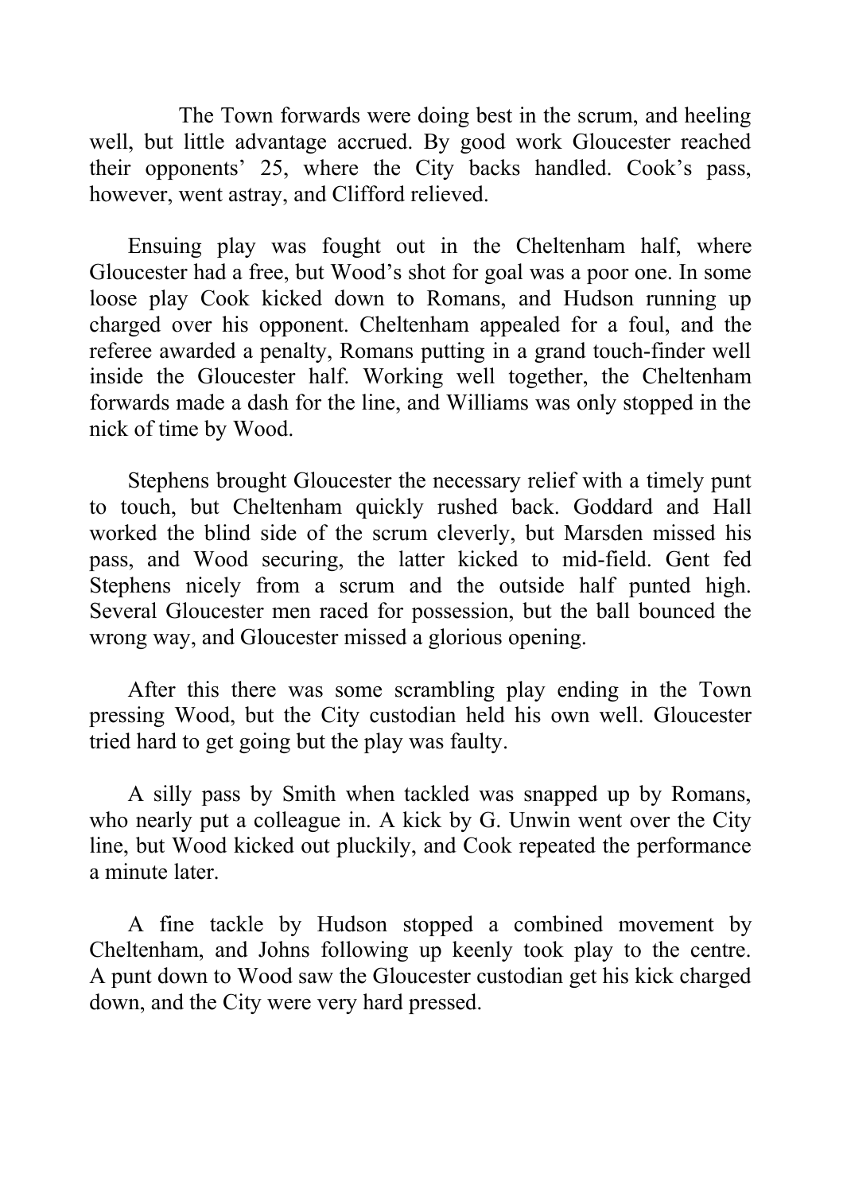The Town forwards were doing best in the scrum, and heeling well, but little advantage accrued. By good work Gloucester reached their opponents' 25, where the City backs handled. Cook's pass, however, went astray, and Clifford relieved.

Ensuing play was fought out in the Cheltenham half, where Gloucester had a free, but Wood's shot for goal was a poor one. In some loose play Cook kicked down to Romans, and Hudson running up charged over his opponent. Cheltenham appealed for a foul, and the referee awarded a penalty, Romans putting in a grand touch-finder well inside the Gloucester half. Working well together, the Cheltenham forwards made a dash for the line, and Williams was only stopped in the nick of time by Wood.

Stephens brought Gloucester the necessary relief with a timely punt to touch, but Cheltenham quickly rushed back. Goddard and Hall worked the blind side of the scrum cleverly, but Marsden missed his pass, and Wood securing, the latter kicked to mid-field. Gent fed Stephens nicely from a scrum and the outside half punted high. Several Gloucester men raced for possession, but the ball bounced the wrong way, and Gloucester missed a glorious opening.

After this there was some scrambling play ending in the Town pressing Wood, but the City custodian held his own well. Gloucester tried hard to get going but the play was faulty.

A silly pass by Smith when tackled was snapped up by Romans, who nearly put a colleague in. A kick by G. Unwin went over the City line, but Wood kicked out pluckily, and Cook repeated the performance a minute later.

A fine tackle by Hudson stopped a combined movement by Cheltenham, and Johns following up keenly took play to the centre. A punt down to Wood saw the Gloucester custodian get his kick charged down, and the City were very hard pressed.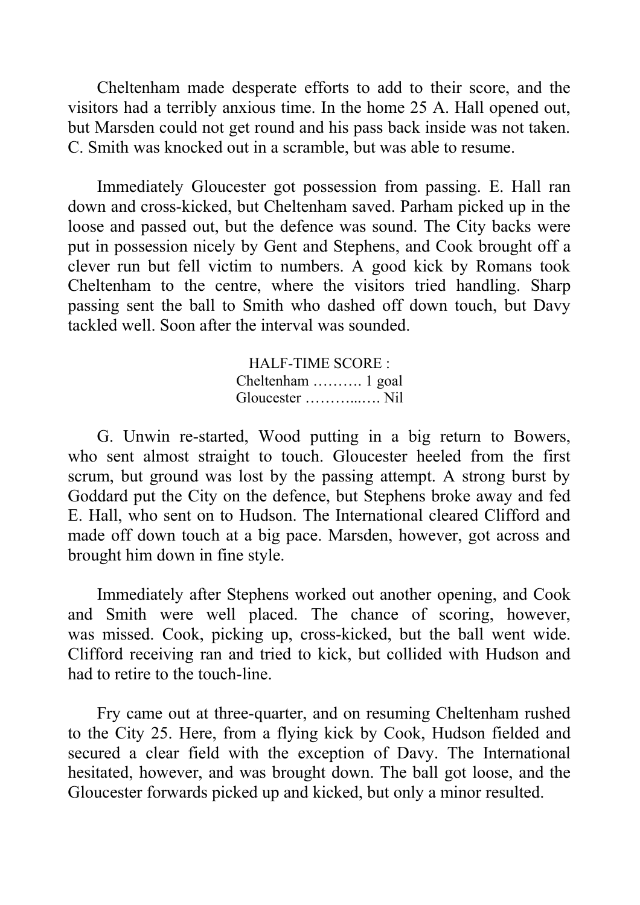Cheltenham made desperate efforts to add to their score, and the visitors had a terribly anxious time. In the home 25 A. Hall opened out, but Marsden could not get round and his pass back inside was not taken. C. Smith was knocked out in a scramble, but was able to resume.

Immediately Gloucester got possession from passing. E. Hall ran down and cross-kicked, but Cheltenham saved. Parham picked up in the loose and passed out, but the defence was sound. The City backs were put in possession nicely by Gent and Stephens, and Cook brought off a clever run but fell victim to numbers. A good kick by Romans took Cheltenham to the centre, where the visitors tried handling. Sharp passing sent the ball to Smith who dashed off down touch, but Davy tackled well. Soon after the interval was sounded.

HALF-TIME SCORE :
Cheltenham ………. 1 goal
Gloucester ………..…. Nil

G. Unwin re-started, Wood putting in a big return to Bowers, who sent almost straight to touch. Gloucester heeled from the first scrum, but ground was lost by the passing attempt. A strong burst by Goddard put the City on the defence, but Stephens broke away and fed E. Hall, who sent on to Hudson. The International cleared Clifford and made off down touch at a big pace. Marsden, however, got across and brought him down in fine style.

Immediately after Stephens worked out another opening, and Cook and Smith were well placed. The chance of scoring, however, was missed. Cook, picking up, cross-kicked, but the ball went wide. Clifford receiving ran and tried to kick, but collided with Hudson and had to retire to the touch-line.

Fry came out at three-quarter, and on resuming Cheltenham rushed to the City 25. Here, from a flying kick by Cook, Hudson fielded and secured a clear field with the exception of Davy. The International hesitated, however, and was brought down. The ball got loose, and the Gloucester forwards picked up and kicked, but only a minor resulted.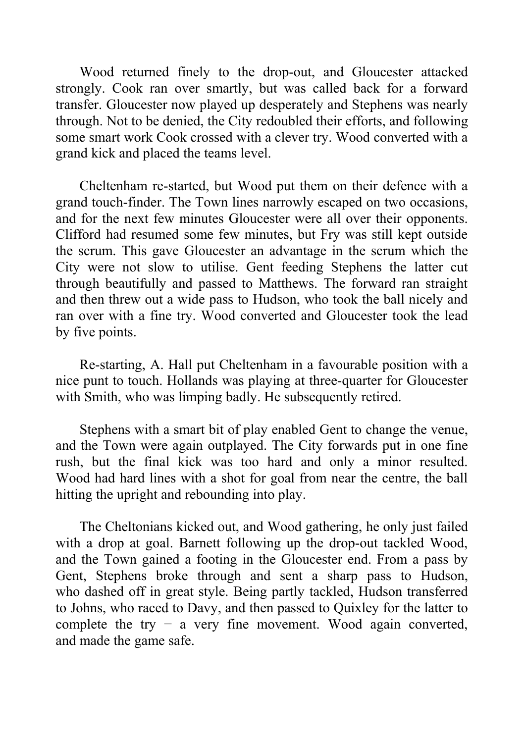Wood returned finely to the drop-out, and Gloucester attacked strongly. Cook ran over smartly, but was called back for a forward transfer. Gloucester now played up desperately and Stephens was nearly through. Not to be denied, the City redoubled their efforts, and following some smart work Cook crossed with a clever try. Wood converted with a grand kick and placed the teams level.

Cheltenham re-started, but Wood put them on their defence with a grand touch-finder. The Town lines narrowly escaped on two occasions, and for the next few minutes Gloucester were all over their opponents. Clifford had resumed some few minutes, but Fry was still kept outside the scrum. This gave Gloucester an advantage in the scrum which the City were not slow to utilise. Gent feeding Stephens the latter cut through beautifully and passed to Matthews. The forward ran straight and then threw out a wide pass to Hudson, who took the ball nicely and ran over with a fine try. Wood converted and Gloucester took the lead by five points.

Re-starting, A. Hall put Cheltenham in a favourable position with a nice punt to touch. Hollands was playing at three-quarter for Gloucester with Smith, who was limping badly. He subsequently retired.

Stephens with a smart bit of play enabled Gent to change the venue, and the Town were again outplayed. The City forwards put in one fine rush, but the final kick was too hard and only a minor resulted. Wood had hard lines with a shot for goal from near the centre, the ball hitting the upright and rebounding into play.

The Cheltonians kicked out, and Wood gathering, he only just failed with a drop at goal. Barnett following up the drop-out tackled Wood, and the Town gained a footing in the Gloucester end. From a pass by Gent, Stephens broke through and sent a sharp pass to Hudson, who dashed off in great style. Being partly tackled, Hudson transferred to Johns, who raced to Davy, and then passed to Quixley for the latter to complete the try − a very fine movement. Wood again converted, and made the game safe.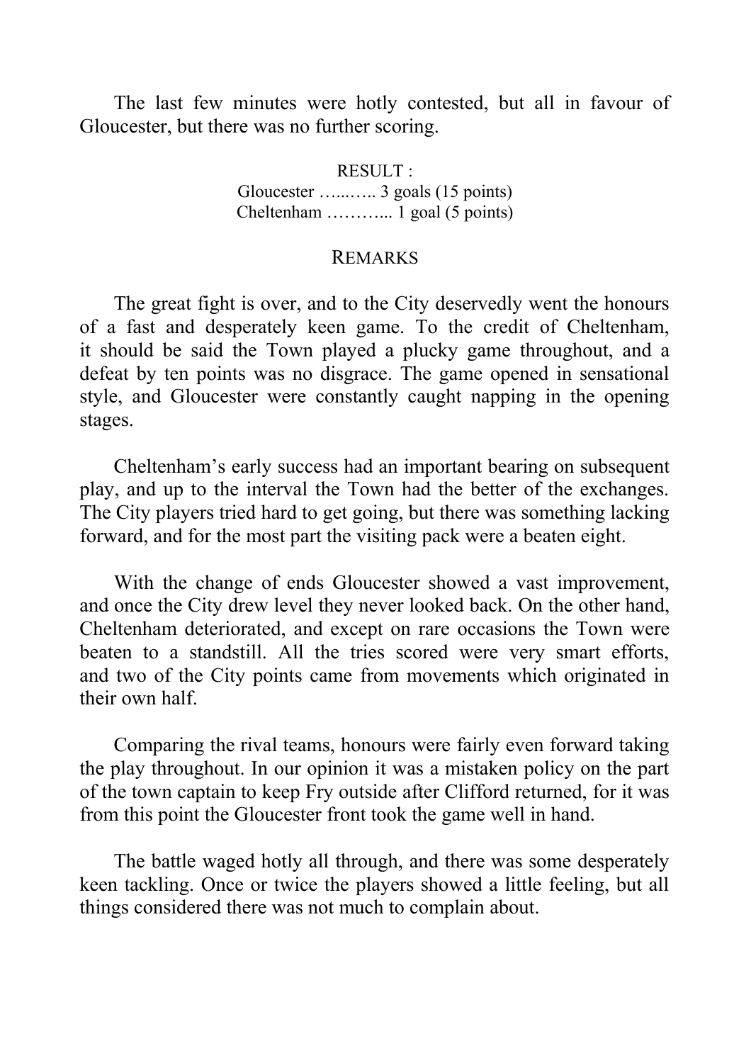The last few minutes were hotly contested, but all in favour of Gloucester, but there was no further scoring.

RESULT :
Gloucester …..….. 3 goals (15 points)
Cheltenham ………... 1 goal (5 points)

## REMARKS

The great fight is over, and to the City deservedly went the honours of a fast and desperately keen game. To the credit of Cheltenham, it should be said the Town played a plucky game throughout, and a defeat by ten points was no disgrace. The game opened in sensational style, and Gloucester were constantly caught napping in the opening stages.

Cheltenham's early success had an important bearing on subsequent play, and up to the interval the Town had the better of the exchanges. The City players tried hard to get going, but there was something lacking forward, and for the most part the visiting pack were a beaten eight.

With the change of ends Gloucester showed a vast improvement, and once the City drew level they never looked back. On the other hand, Cheltenham deteriorated, and except on rare occasions the Town were beaten to a standstill. All the tries scored were very smart efforts, and two of the City points came from movements which originated in their own half.

Comparing the rival teams, honours were fairly even forward taking the play throughout. In our opinion it was a mistaken policy on the part of the town captain to keep Fry outside after Clifford returned, for it was from this point the Gloucester front took the game well in hand.

The battle waged hotly all through, and there was some desperately keen tackling. Once or twice the players showed a little feeling, but all things considered there was not much to complain about.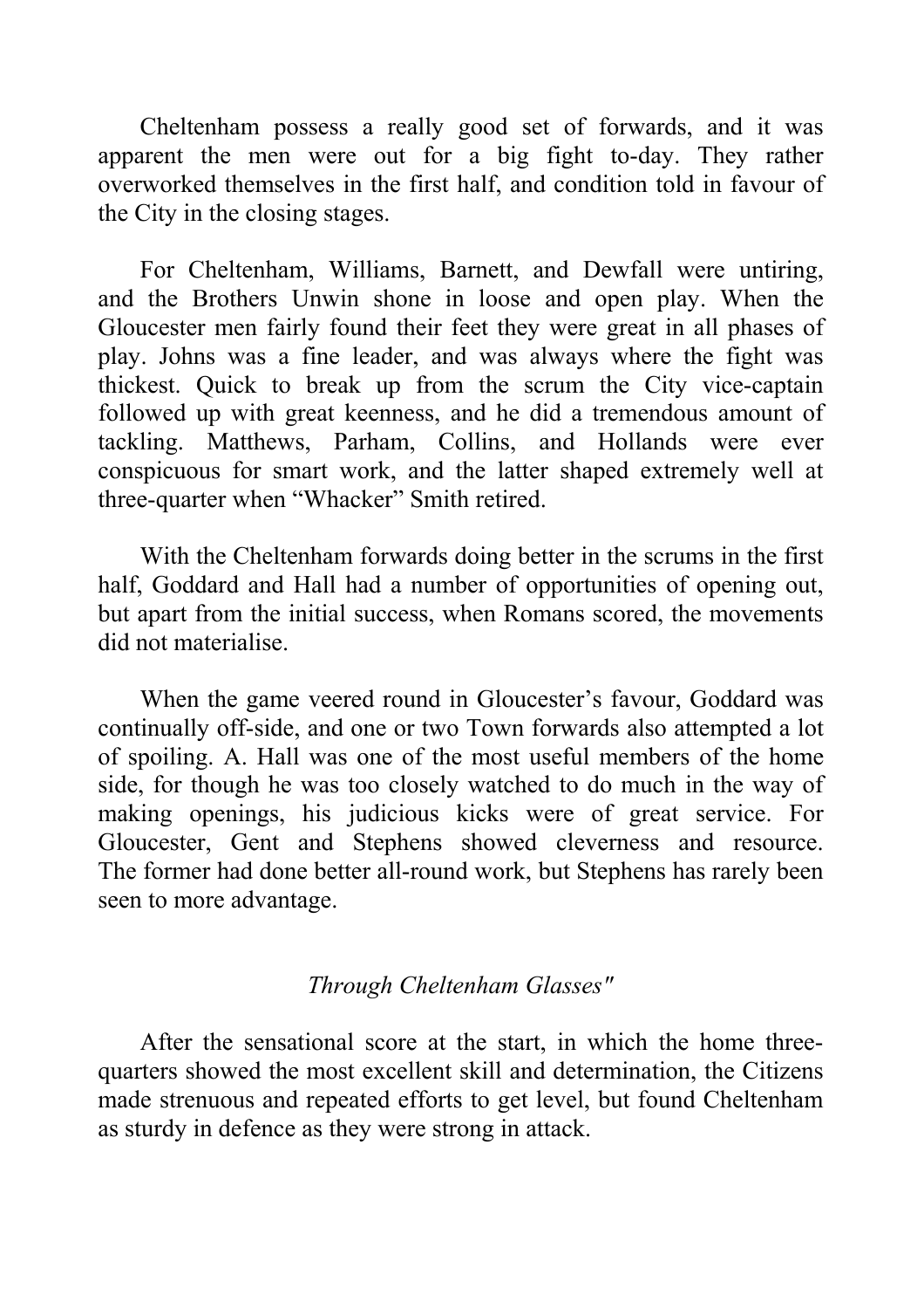Cheltenham possess a really good set of forwards, and it was apparent the men were out for a big fight to-day. They rather overworked themselves in the first half, and condition told in favour of the City in the closing stages.

For Cheltenham, Williams, Barnett, and Dewfall were untiring, and the Brothers Unwin shone in loose and open play. When the Gloucester men fairly found their feet they were great in all phases of play. Johns was a fine leader, and was always where the fight was thickest. Quick to break up from the scrum the City vice-captain followed up with great keenness, and he did a tremendous amount of tackling. Matthews, Parham, Collins, and Hollands were ever conspicuous for smart work, and the latter shaped extremely well at three-quarter when "Whacker" Smith retired.

With the Cheltenham forwards doing better in the scrums in the first half, Goddard and Hall had a number of opportunities of opening out, but apart from the initial success, when Romans scored, the movements did not materialise.

When the game veered round in Gloucester's favour, Goddard was continually off-side, and one or two Town forwards also attempted a lot of spoiling. A. Hall was one of the most useful members of the home side, for though he was too closely watched to do much in the way of making openings, his judicious kicks were of great service. For Gloucester, Gent and Stephens showed cleverness and resource. The former had done better all-round work, but Stephens has rarely been seen to more advantage.

*Through Cheltenham Glasses"*

After the sensational score at the start, in which the home three-quarters showed the most excellent skill and determination, the Citizens made strenuous and repeated efforts to get level, but found Cheltenham as sturdy in defence as they were strong in attack.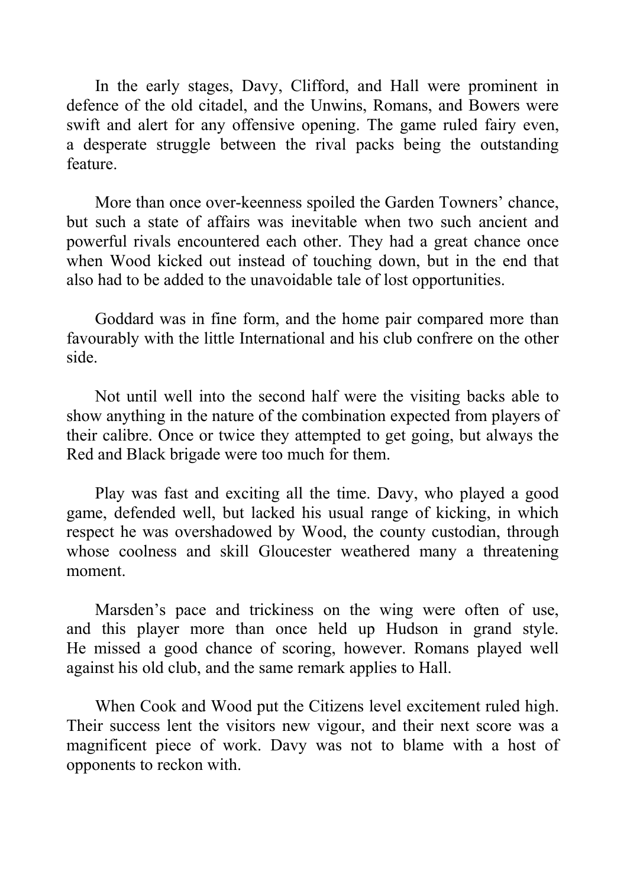In the early stages, Davy, Clifford, and Hall were prominent in defence of the old citadel, and the Unwins, Romans, and Bowers were swift and alert for any offensive opening. The game ruled fairy even, a desperate struggle between the rival packs being the outstanding feature.

More than once over-keenness spoiled the Garden Towners' chance, but such a state of affairs was inevitable when two such ancient and powerful rivals encountered each other. They had a great chance once when Wood kicked out instead of touching down, but in the end that also had to be added to the unavoidable tale of lost opportunities.

Goddard was in fine form, and the home pair compared more than favourably with the little International and his club confrere on the other side.

Not until well into the second half were the visiting backs able to show anything in the nature of the combination expected from players of their calibre. Once or twice they attempted to get going, but always the Red and Black brigade were too much for them.

Play was fast and exciting all the time. Davy, who played a good game, defended well, but lacked his usual range of kicking, in which respect he was overshadowed by Wood, the county custodian, through whose coolness and skill Gloucester weathered many a threatening moment.

Marsden's pace and trickiness on the wing were often of use, and this player more than once held up Hudson in grand style. He missed a good chance of scoring, however. Romans played well against his old club, and the same remark applies to Hall.

When Cook and Wood put the Citizens level excitement ruled high. Their success lent the visitors new vigour, and their next score was a magnificent piece of work. Davy was not to blame with a host of opponents to reckon with.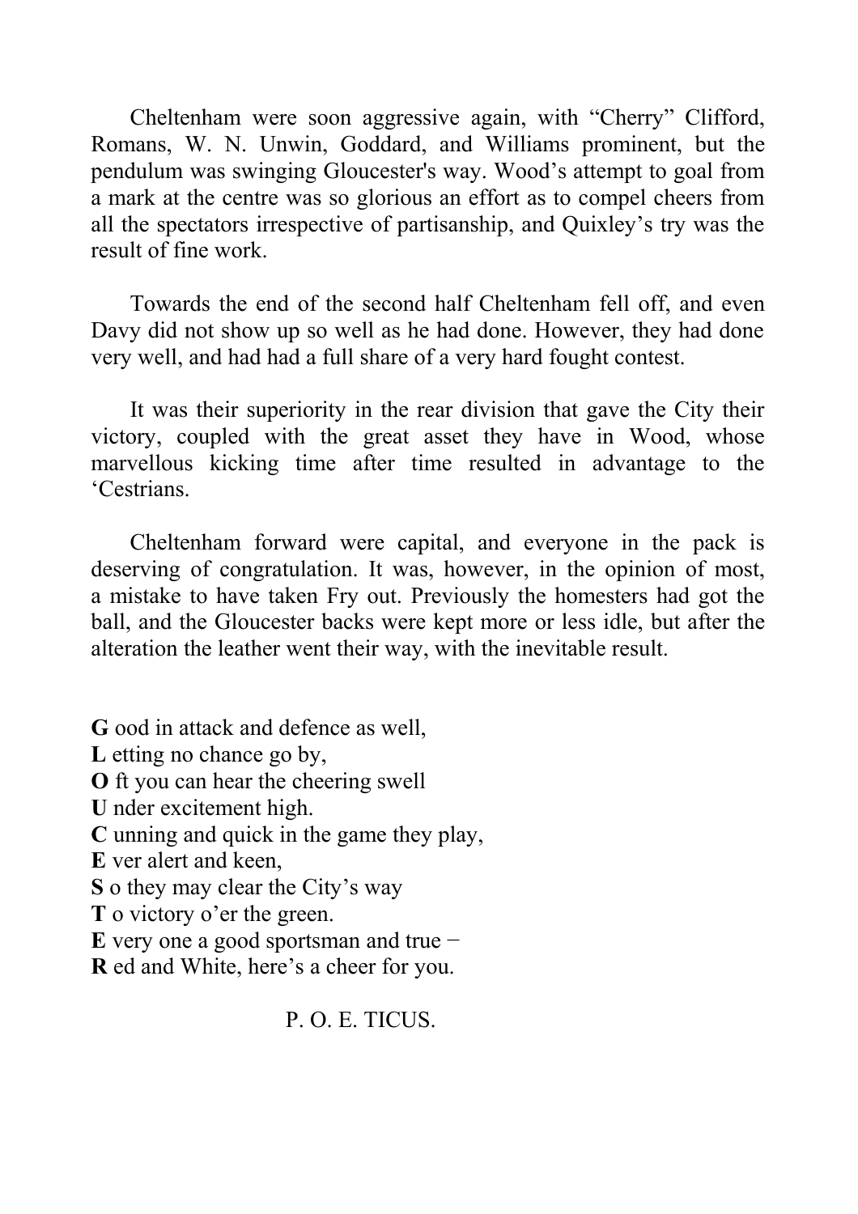Cheltenham were soon aggressive again, with "Cherry" Clifford, Romans, W. N. Unwin, Goddard, and Williams prominent, but the pendulum was swinging Gloucester's way. Wood's attempt to goal from a mark at the centre was so glorious an effort as to compel cheers from all the spectators irrespective of partisanship, and Quixley's try was the result of fine work.

Towards the end of the second half Cheltenham fell off, and even Davy did not show up so well as he had done. However, they had done very well, and had had a full share of a very hard fought contest.

It was their superiority in the rear division that gave the City their victory, coupled with the great asset they have in Wood, whose marvellous kicking time after time resulted in advantage to the 'Cestrians.

Cheltenham forward were capital, and everyone in the pack is deserving of congratulation. It was, however, in the opinion of most, a mistake to have taken Fry out. Previously the homesters had got the ball, and the Gloucester backs were kept more or less idle, but after the alteration the leather went their way, with the inevitable result.

**G** ood in attack and defence as well,
**L** etting no chance go by,
**O** ft you can hear the cheering swell
**U** nder excitement high.
**C** unning and quick in the game they play,
**E** ver alert and keen,
**S** o they may clear the City's way
**T** o victory o'er the green.
**E** very one a good sportsman and true −
**R** ed and White, here's a cheer for you.

P. O. E. TICUS.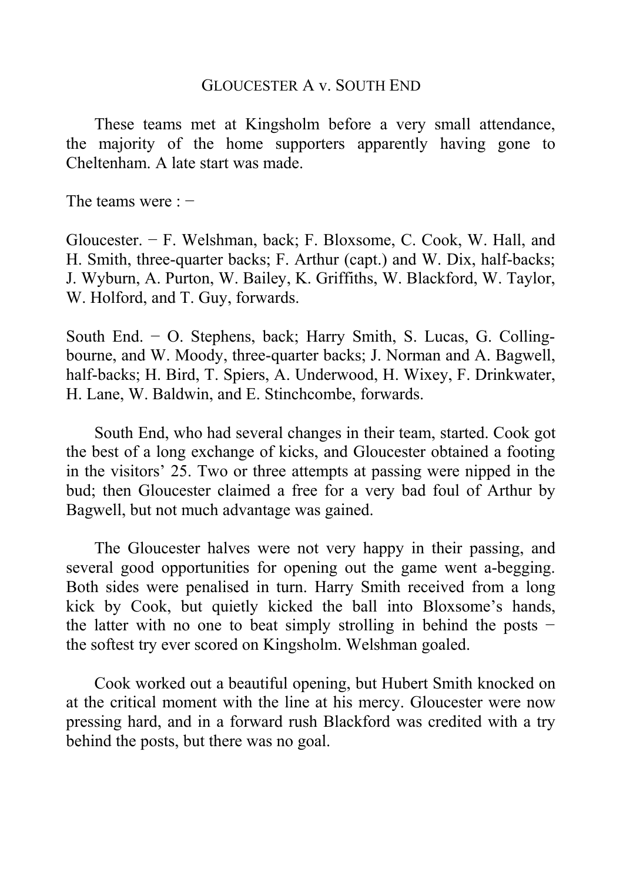## GLOUCESTER A v. SOUTH END

These teams met at Kingsholm before a very small attendance, the majority of the home supporters apparently having gone to Cheltenham. A late start was made.

The teams were : −

Gloucester. − F. Welshman, back; F. Bloxsome, C. Cook, W. Hall, and H. Smith, three-quarter backs; F. Arthur (capt.) and W. Dix, half-backs; J. Wyburn, A. Purton, W. Bailey, K. Griffiths, W. Blackford, W. Taylor, W. Holford, and T. Guy, forwards.

South End. − O. Stephens, back; Harry Smith, S. Lucas, G. Collingbourne, and W. Moody, three-quarter backs; J. Norman and A. Bagwell, half-backs; H. Bird, T. Spiers, A. Underwood, H. Wixey, F. Drinkwater, H. Lane, W. Baldwin, and E. Stinchcombe, forwards.

South End, who had several changes in their team, started. Cook got the best of a long exchange of kicks, and Gloucester obtained a footing in the visitors' 25. Two or three attempts at passing were nipped in the bud; then Gloucester claimed a free for a very bad foul of Arthur by Bagwell, but not much advantage was gained.

The Gloucester halves were not very happy in their passing, and several good opportunities for opening out the game went a-begging. Both sides were penalised in turn. Harry Smith received from a long kick by Cook, but quietly kicked the ball into Bloxsome's hands, the latter with no one to beat simply strolling in behind the posts − the softest try ever scored on Kingsholm. Welshman goaled.

Cook worked out a beautiful opening, but Hubert Smith knocked on at the critical moment with the line at his mercy. Gloucester were now pressing hard, and in a forward rush Blackford was credited with a try behind the posts, but there was no goal.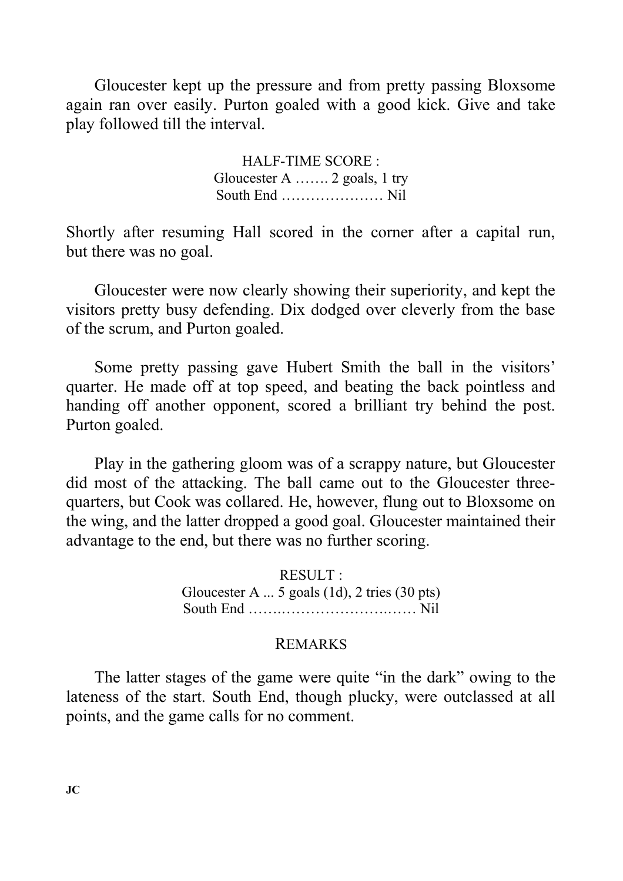Gloucester kept up the pressure and from pretty passing Bloxsome again ran over easily. Purton goaled with a good kick. Give and take play followed till the interval.

HALF-TIME SCORE :
Gloucester A ……. 2 goals, 1 try
South End ………………… Nil

Shortly after resuming Hall scored in the corner after a capital run, but there was no goal.

Gloucester were now clearly showing their superiority, and kept the visitors pretty busy defending. Dix dodged over cleverly from the base of the scrum, and Purton goaled.

Some pretty passing gave Hubert Smith the ball in the visitors' quarter. He made off at top speed, and beating the back pointless and handing off another opponent, scored a brilliant try behind the post. Purton goaled.

Play in the gathering gloom was of a scrappy nature, but Gloucester did most of the attacking. The ball came out to the Gloucester three-quarters, but Cook was collared. He, however, flung out to Bloxsome on the wing, and the latter dropped a good goal. Gloucester maintained their advantage to the end, but there was no further scoring.

RESULT :
Gloucester A ... 5 goals (1d), 2 tries (30 pts)
South End ……..…………………..…… Nil

REMARKS

The latter stages of the game were quite "in the dark" owing to the lateness of the start. South End, though plucky, were outclassed at all points, and the game calls for no comment.

**JC**